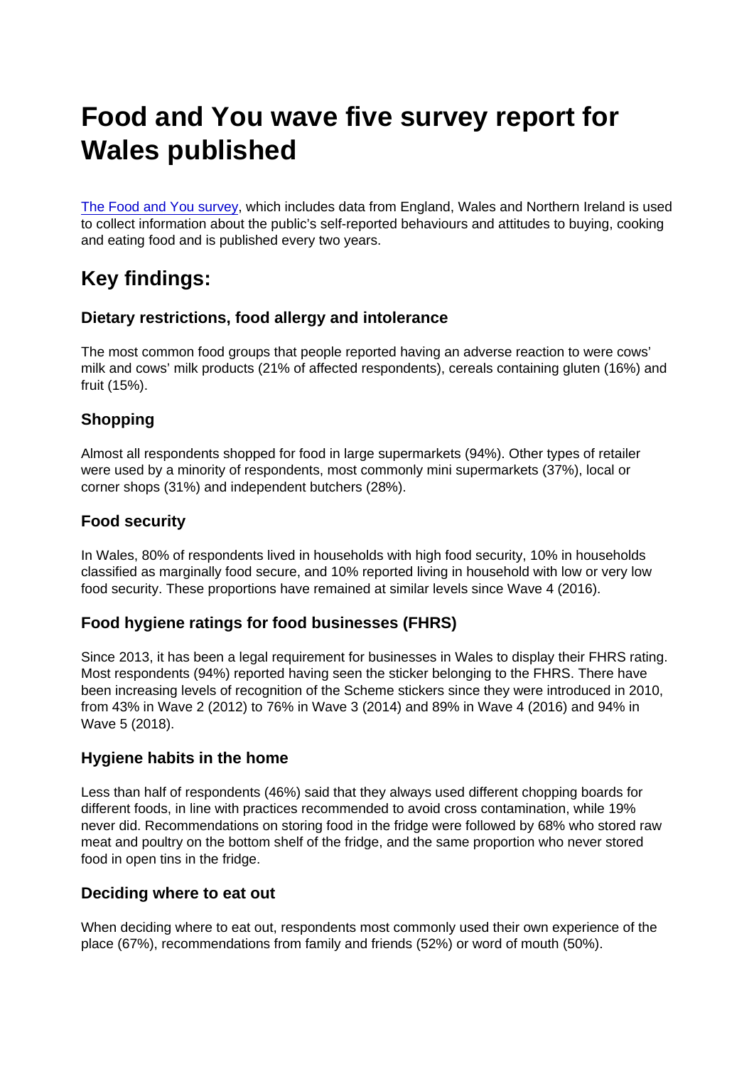# Food and You wave five survey report for Wales published

[The Food and You survey](), which includes data from England, Wales and Northern Ireland is used to collect information about the public's self-reported behaviours and attitudes to buying, cooking and eating food and is published every two years.

## Key findings:

### Dietary restrictions, food allergy and intolerance

The most common food groups that people reported having an adverse reaction to were cows' milk and cows' milk products (21% of affected respondents), cereals containing gluten (16%) and fruit (15%).

### Shopping

Almost all respondents shopped for food in large supermarkets (94%). Other types of retailer were used by a minority of respondents, most commonly mini supermarkets (37%), local or corner shops (31%) and independent butchers (28%).

### Food security

In Wales, 80% of respondents lived in households with high food security, 10% in households classified as marginally food secure, and 10% reported living in household with low or very low food security. These proportions have remained at similar levels since Wave 4 (2016).

### Food hygiene ratings for food businesses (FHRS)

Since 2013, it has been a legal requirement for businesses in Wales to display their FHRS rating. Most respondents (94%) reported having seen the sticker belonging to the FHRS. There have been increasing levels of recognition of the Scheme stickers since they were introduced in 2010, from 43% in Wave 2 (2012) to 76% in Wave 3 (2014) and 89% in Wave 4 (2016) and 94% in Wave 5 (2018).

### Hygiene habits in the home

Less than half of respondents (46%) said that they always used different chopping boards for different foods, in line with practices recommended to avoid cross contamination, while 19% never did. Recommendations on storing food in the fridge were followed by 68% who stored raw meat and poultry on the bottom shelf of the fridge, and the same proportion who never stored food in open tins in the fridge.

### Deciding where to eat out

When deciding where to eat out, respondents most commonly used their own experience of the place (67%), recommendations from family and friends (52%) or word of mouth (50%).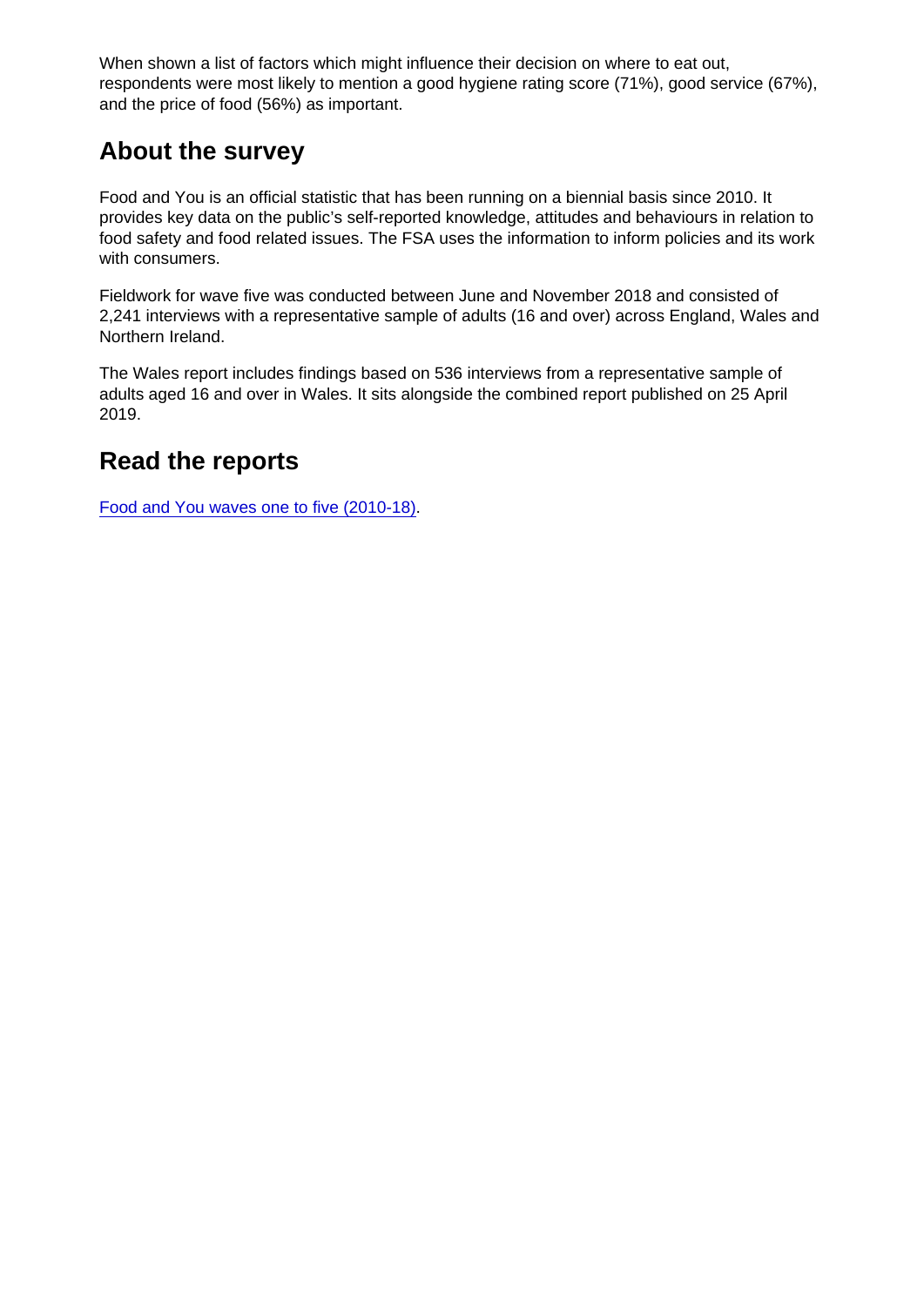When shown a list of factors which might influence their decision on where to eat out, respondents were most likely to mention a good hygiene rating score (71%), good service (67%), and the price of food (56%) as important.

## About the survey

Food and You is an official statistic that has been running on a biennial basis since 2010. It provides key data on the public's self-reported knowledge, attitudes and behaviours in relation to food safety and food related issues. The FSA uses the information to inform policies and its work with consumers.

Fieldwork for wave five was conducted between June and November 2018 and consisted of 2,241 interviews with a representative sample of adults (16 and over) across England, Wales and Northern Ireland.

The Wales report includes findings based on 536 interviews from a representative sample of adults aged 16 and over in Wales. It sits alongside the combined report published on 25 April 2019.

## Read the reports

Food and You waves one to five (2010-18).